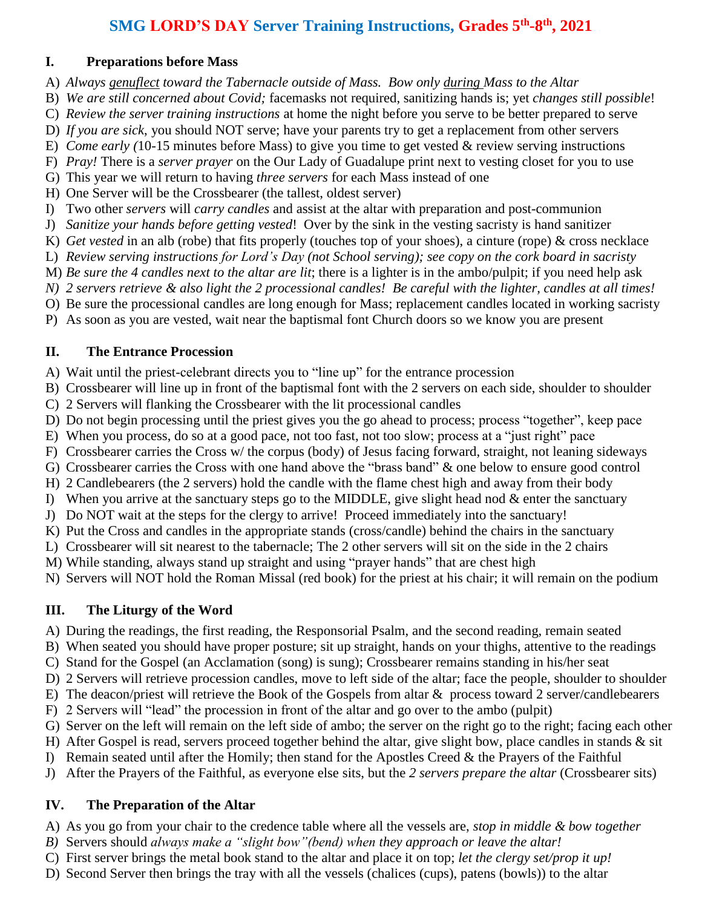# SMG LORD'S DAY Server Training Instructions, Grades 5th-8th, 2021

## I. Preparations before Mass

A) *Always genuflect toward the Tabernacle outside of Mass. Bow only during Mass to the Altar*
B) *We are still concerned about Covid;* facemasks not required, sanitizing hands is; yet *changes still possible*!
C) *Review the server training instructions* at home the night before you serve to be better prepared to serve
D) *If you are sick*, you should NOT serve; have your parents try to get a replacement from other servers
E) *Come early (*10-15 minutes before Mass) to give you time to get vested & review serving instructions
F) *Pray!* There is a *server prayer* on the Our Lady of Guadalupe print next to vesting closet for you to use
G) This year we will return to having *three servers* for each Mass instead of one
H) One Server will be the Crossbearer (the tallest, oldest server)
I) Two other *servers* will *carry candles* and assist at the altar with preparation and post-communion
J) *Sanitize your hands before getting vested*! Over by the sink in the vesting sacristy is hand sanitizer
K) *Get vested* in an alb (robe) that fits properly (touches top of your shoes), a cinture (rope) & cross necklace
L) *Review serving instructions for Lord's Day (not School serving); see copy on the cork board in sacristy*
M) *Be sure the 4 candles next to the altar are lit*; there is a lighter is in the ambo/pulpit; if you need help ask
*N) 2 servers retrieve & also light the 2 processional candles! Be careful with the lighter, candles at all times!*
O) Be sure the processional candles are long enough for Mass; replacement candles located in working sacristy
P) As soon as you are vested, wait near the baptismal font Church doors so we know you are present

## II. The Entrance Procession

A) Wait until the priest-celebrant directs you to "line up" for the entrance procession
B) Crossbearer will line up in front of the baptismal font with the 2 servers on each side, shoulder to shoulder
C) 2 Servers will flanking the Crossbearer with the lit processional candles
D) Do not begin processing until the priest gives you the go ahead to process; process "together", keep pace
E) When you process, do so at a good pace, not too fast, not too slow; process at a "just right" pace
F) Crossbearer carries the Cross w/ the corpus (body) of Jesus facing forward, straight, not leaning sideways
G) Crossbearer carries the Cross with one hand above the "brass band" & one below to ensure good control
H) 2 Candlebearers (the 2 servers) hold the candle with the flame chest high and away from their body
I) When you arrive at the sanctuary steps go to the MIDDLE, give slight head nod & enter the sanctuary
J) Do NOT wait at the steps for the clergy to arrive! Proceed immediately into the sanctuary!
K) Put the Cross and candles in the appropriate stands (cross/candle) behind the chairs in the sanctuary
L) Crossbearer will sit nearest to the tabernacle; The 2 other servers will sit on the side in the 2 chairs
M) While standing, always stand up straight and using "prayer hands" that are chest high
N) Servers will NOT hold the Roman Missal (red book) for the priest at his chair; it will remain on the podium

## III. The Liturgy of the Word

A) During the readings, the first reading, the Responsorial Psalm, and the second reading, remain seated
B) When seated you should have proper posture; sit up straight, hands on your thighs, attentive to the readings
C) Stand for the Gospel (an Acclamation (song) is sung); Crossbearer remains standing in his/her seat
D) 2 Servers will retrieve procession candles, move to left side of the altar; face the people, shoulder to shoulder
E) The deacon/priest will retrieve the Book of the Gospels from altar & process toward 2 server/candlebearers
F) 2 Servers will "lead" the procession in front of the altar and go over to the ambo (pulpit)
G) Server on the left will remain on the left side of ambo; the server on the right go to the right; facing each other
H) After Gospel is read, servers proceed together behind the altar, give slight bow, place candles in stands & sit
I) Remain seated until after the Homily; then stand for the Apostles Creed & the Prayers of the Faithful
J) After the Prayers of the Faithful, as everyone else sits, but the *2 servers prepare the altar* (Crossbearer sits)

## IV. The Preparation of the Altar

A) As you go from your chair to the credence table where all the vessels are, *stop in middle & bow together*
*B)* Servers should *always make a "slight bow"(bend) when they approach or leave the altar!*
C) First server brings the metal book stand to the altar and place it on top; *let the clergy set/prop it up!*
D) Second Server then brings the tray with all the vessels (chalices (cups), patens (bowls)) to the altar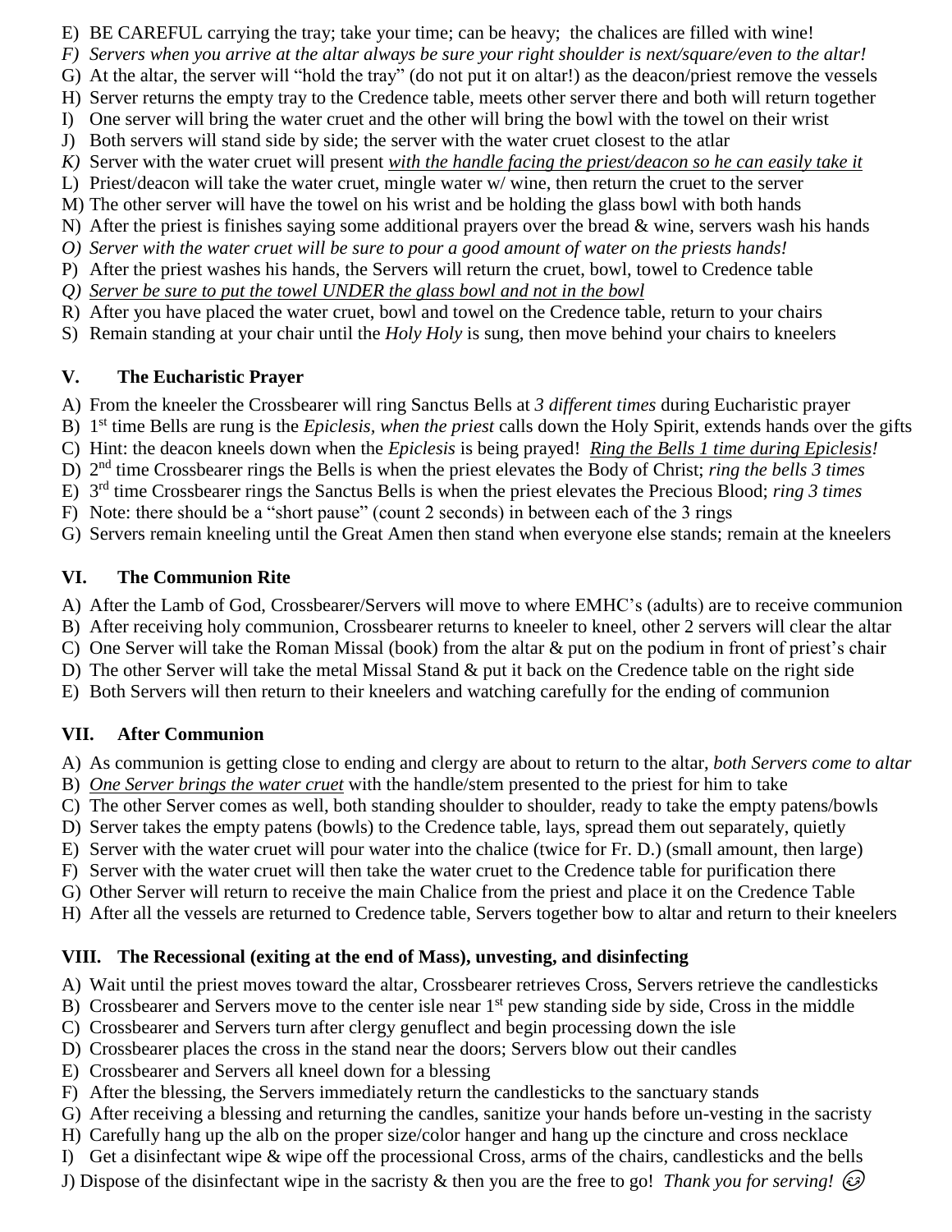E) BE CAREFUL carrying the tray; take your time; can be heavy; the chalices are filled with wine!
*F) Servers when you arrive at the altar always be sure your right shoulder is next/square/even to the altar!*
G) At the altar, the server will "hold the tray" (do not put it on altar!) as the deacon/priest remove the vessels
H) Server returns the empty tray to the Credence table, meets other server there and both will return together
I) One server will bring the water cruet and the other will bring the bowl with the towel on their wrist
J) Both servers will stand side by side; the server with the water cruet closest to the atlar
*K)* Server with the water cruet will present *with the handle facing the priest/deacon so he can easily take it*
L) Priest/deacon will take the water cruet, mingle water w/ wine, then return the cruet to the server
M) The other server will have the towel on his wrist and be holding the glass bowl with both hands
N) After the priest is finishes saying some additional prayers over the bread & wine, servers wash his hands
*O) Server with the water cruet will be sure to pour a good amount of water on the priests hands!*
P) After the priest washes his hands, the Servers will return the cruet, bowl, towel to Credence table
*Q) Server be sure to put the towel UNDER the glass bowl and not in the bowl*
R) After you have placed the water cruet, bowl and towel on the Credence table, return to your chairs
S) Remain standing at your chair until the *Holy Holy* is sung, then move behind your chairs to kneelers

## V. The Eucharistic Prayer

A) From the kneeler the Crossbearer will ring Sanctus Bells at *3 different times* during Eucharistic prayer
B) 1st time Bells are rung is the *Epiclesis, when the priest* calls down the Holy Spirit, extends hands over the gifts
C) Hint: the deacon kneels down when the *Epiclesis* is being prayed! *Ring the Bells 1 time during Epiclesis!*
D) 2nd time Crossbearer rings the Bells is when the priest elevates the Body of Christ; *ring the bells 3 times*
E) 3rd time Crossbearer rings the Sanctus Bells is when the priest elevates the Precious Blood; *ring 3 times*
F) Note: there should be a "short pause" (count 2 seconds) in between each of the 3 rings
G) Servers remain kneeling until the Great Amen then stand when everyone else stands; remain at the kneelers

## VI. The Communion Rite

A) After the Lamb of God, Crossbearer/Servers will move to where EMHC's (adults) are to receive communion
B) After receiving holy communion, Crossbearer returns to kneeler to kneel, other 2 servers will clear the altar
C) One Server will take the Roman Missal (book) from the altar & put on the podium in front of priest's chair
D) The other Server will take the metal Missal Stand & put it back on the Credence table on the right side
E) Both Servers will then return to their kneelers and watching carefully for the ending of communion

## VII. After Communion

A) As communion is getting close to ending and clergy are about to return to the altar, *both Servers come to altar*
B) *One Server brings the water cruet* with the handle/stem presented to the priest for him to take
C) The other Server comes as well, both standing shoulder to shoulder, ready to take the empty patens/bowls
D) Server takes the empty patens (bowls) to the Credence table, lays, spread them out separately, quietly
E) Server with the water cruet will pour water into the chalice (twice for Fr. D.) (small amount, then large)
F) Server with the water cruet will then take the water cruet to the Credence table for purification there
G) Other Server will return to receive the main Chalice from the priest and place it on the Credence Table
H) After all the vessels are returned to Credence table, Servers together bow to altar and return to their kneelers

## VIII. The Recessional (exiting at the end of Mass), unvesting, and disinfecting

A) Wait until the priest moves toward the altar, Crossbearer retrieves Cross, Servers retrieve the candlesticks
B) Crossbearer and Servers move to the center isle near 1st pew standing side by side, Cross in the middle
C) Crossbearer and Servers turn after clergy genuflect and begin processing down the isle
D) Crossbearer places the cross in the stand near the doors; Servers blow out their candles
E) Crossbearer and Servers all kneel down for a blessing
F) After the blessing, the Servers immediately return the candlesticks to the sanctuary stands
G) After receiving a blessing and returning the candles, sanitize your hands before un-vesting in the sacristy
H) Carefully hang up the alb on the proper size/color hanger and hang up the cincture and cross necklace
I) Get a disinfectant wipe & wipe off the processional Cross, arms of the chairs, candlesticks and the bells
J) Dispose of the disinfectant wipe in the sacristy & then you are the free to go! *Thank you for serving!* 😊